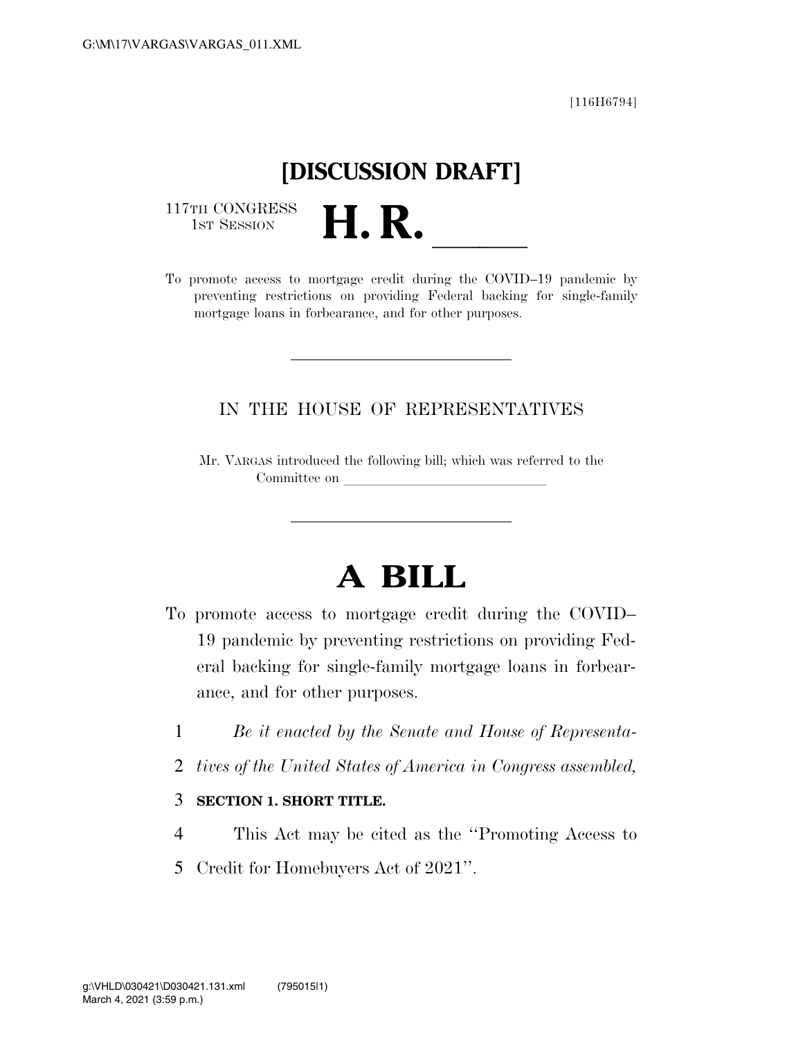[116H6794]

# [DISCUSSION DRAFT]

117TH CONGRESS
1ST SESSION

# H. R. \_\_\_\_\_

To promote access to mortgage credit during the COVID–19 pandemic by preventing restrictions on providing Federal backing for single-family mortgage loans in forbearance, and for other purposes.

---

IN THE HOUSE OF REPRESENTATIVES

Mr. VARGAS introduced the following bill; which was referred to the Committee on \_\_\_\_\_\_\_\_\_\_\_\_\_\_\_\_\_\_\_\_\_\_\_\_\_\_\_\_

---

# A BILL

To promote access to mortgage credit during the COVID–19 pandemic by preventing restrictions on providing Federal backing for single-family mortgage loans in forbearance, and for other purposes.

1 *Be it enacted by the Senate and House of Representa-*
2 *tives of the United States of America in Congress assembled,*

3 **SECTION 1. SHORT TITLE.**

4 This Act may be cited as the ''Promoting Access to
5 Credit for Homebuyers Act of 2021''.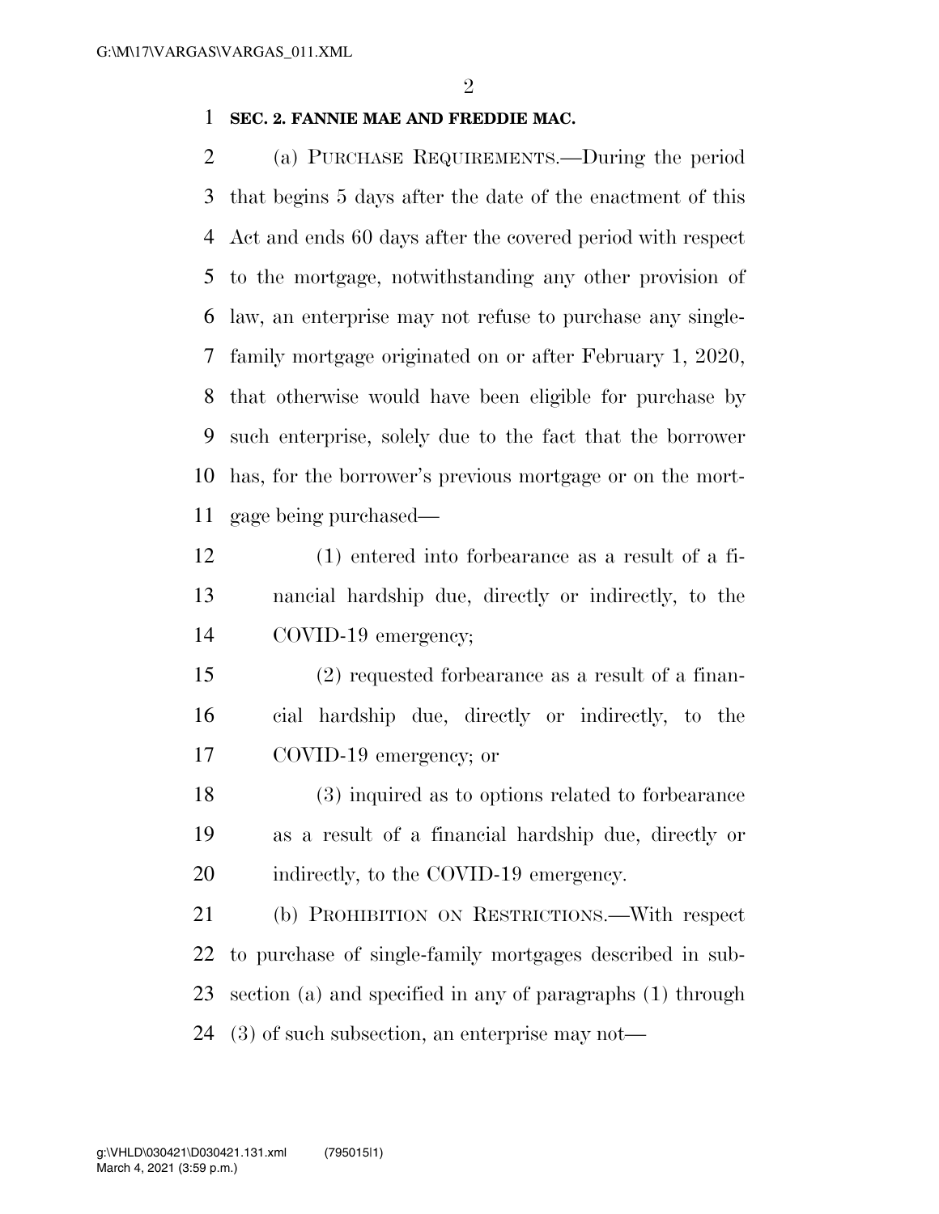**SEC. 2. FANNIE MAE AND FREDDIE MAC.**

(a) PURCHASE REQUIREMENTS.—During the period that begins 5 days after the date of the enactment of this Act and ends 60 days after the covered period with respect to the mortgage, notwithstanding any other provision of law, an enterprise may not refuse to purchase any single-family mortgage originated on or after February 1, 2020, that otherwise would have been eligible for purchase by such enterprise, solely due to the fact that the borrower has, for the borrower's previous mortgage or on the mortgage being purchased—

(1) entered into forbearance as a result of a financial hardship due, directly or indirectly, to the COVID-19 emergency;

(2) requested forbearance as a result of a financial hardship due, directly or indirectly, to the COVID-19 emergency; or

(3) inquired as to options related to forbearance as a result of a financial hardship due, directly or indirectly, to the COVID-19 emergency.

(b) PROHIBITION ON RESTRICTIONS.—With respect to purchase of single-family mortgages described in subsection (a) and specified in any of paragraphs (1) through (3) of such subsection, an enterprise may not—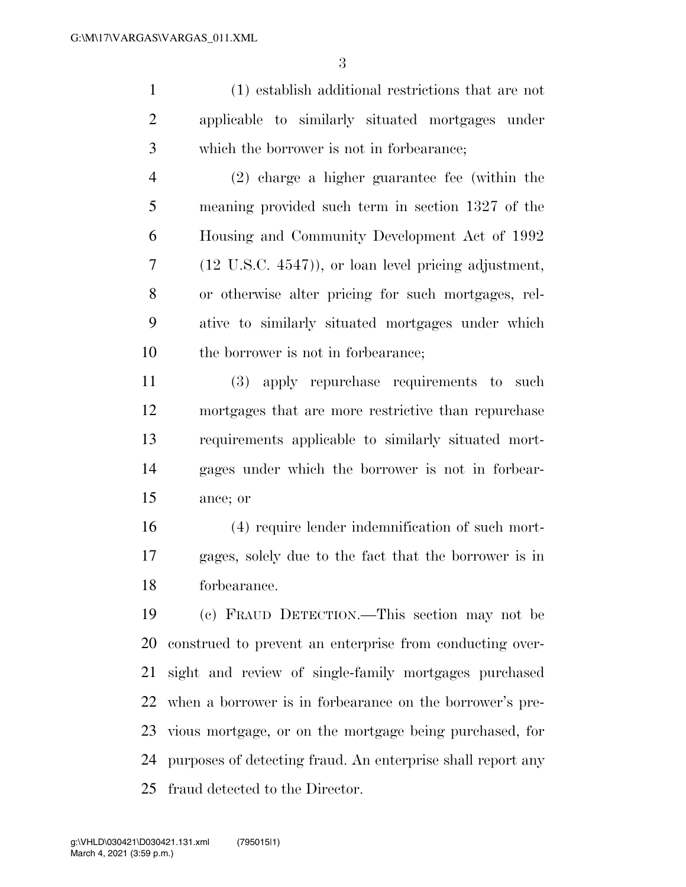(1) establish additional restrictions that are not applicable to similarly situated mortgages under which the borrower is not in forbearance;

(2) charge a higher guarantee fee (within the meaning provided such term in section 1327 of the Housing and Community Development Act of 1992 (12 U.S.C. 4547)), or loan level pricing adjustment, or otherwise alter pricing for such mortgages, relative to similarly situated mortgages under which the borrower is not in forbearance;

(3) apply repurchase requirements to such mortgages that are more restrictive than repurchase requirements applicable to similarly situated mortgages under which the borrower is not in forbearance; or

(4) require lender indemnification of such mortgages, solely due to the fact that the borrower is in forbearance.

(c) FRAUD DETECTION.—This section may not be construed to prevent an enterprise from conducting oversight and review of single-family mortgages purchased when a borrower is in forbearance on the borrower's previous mortgage, or on the mortgage being purchased, for purposes of detecting fraud. An enterprise shall report any fraud detected to the Director.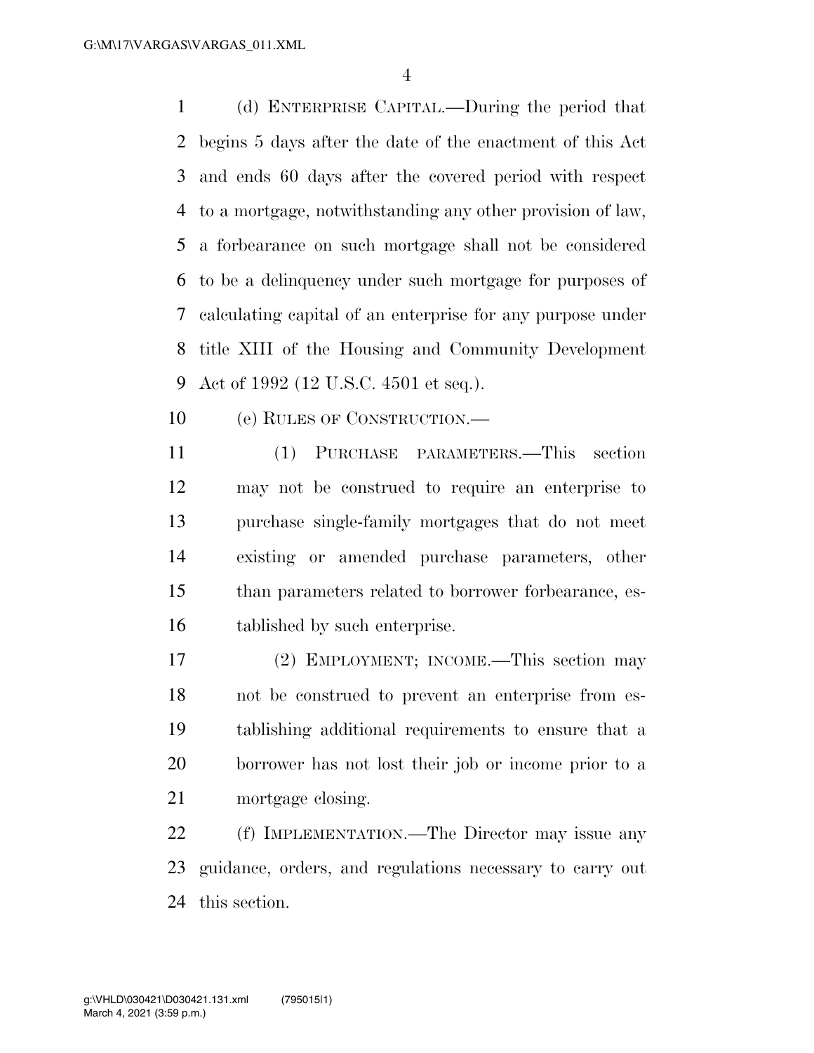(d) ENTERPRISE CAPITAL.—During the period that begins 5 days after the date of the enactment of this Act and ends 60 days after the covered period with respect to a mortgage, notwithstanding any other provision of law, a forbearance on such mortgage shall not be considered to be a delinquency under such mortgage for purposes of calculating capital of an enterprise for any purpose under title XIII of the Housing and Community Development Act of 1992 (12 U.S.C. 4501 et seq.).

(e) RULES OF CONSTRUCTION.—

(1) PURCHASE PARAMETERS.—This section may not be construed to require an enterprise to purchase single-family mortgages that do not meet existing or amended purchase parameters, other than parameters related to borrower forbearance, established by such enterprise.

(2) EMPLOYMENT; INCOME.—This section may not be construed to prevent an enterprise from establishing additional requirements to ensure that a borrower has not lost their job or income prior to a mortgage closing.

(f) IMPLEMENTATION.—The Director may issue any guidance, orders, and regulations necessary to carry out this section.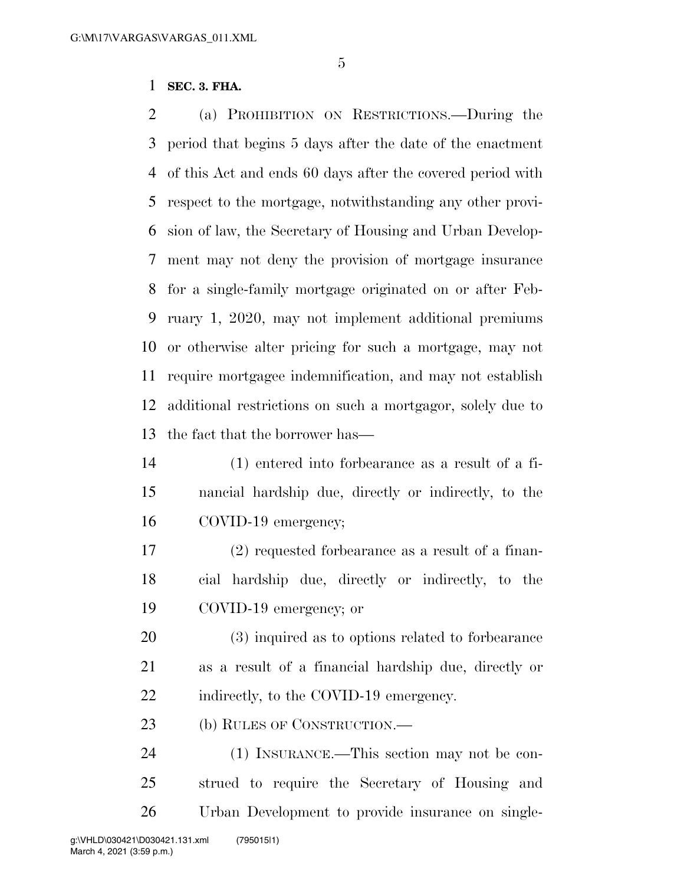**SEC. 3. FHA.**

(a) PROHIBITION ON RESTRICTIONS.—During the period that begins 5 days after the date of the enactment of this Act and ends 60 days after the covered period with respect to the mortgage, notwithstanding any other provision of law, the Secretary of Housing and Urban Development may not deny the provision of mortgage insurance for a single-family mortgage originated on or after February 1, 2020, may not implement additional premiums or otherwise alter pricing for such a mortgage, may not require mortgagee indemnification, and may not establish additional restrictions on such a mortgagor, solely due to the fact that the borrower has—

(1) entered into forbearance as a result of a financial hardship due, directly or indirectly, to the COVID-19 emergency;

(2) requested forbearance as a result of a financial hardship due, directly or indirectly, to the COVID-19 emergency; or

(3) inquired as to options related to forbearance as a result of a financial hardship due, directly or indirectly, to the COVID-19 emergency.

(b) RULES OF CONSTRUCTION.—

(1) INSURANCE.—This section may not be construed to require the Secretary of Housing and Urban Development to provide insurance on single-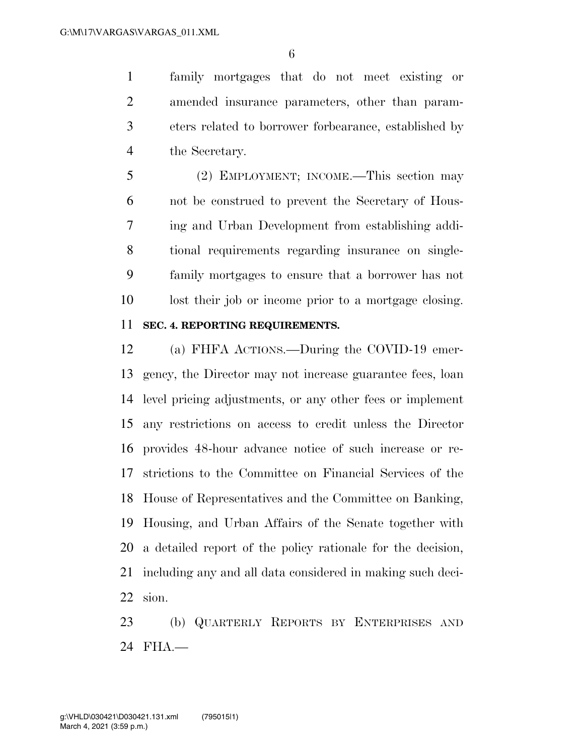family mortgages that do not meet existing or amended insurance parameters, other than parameters related to borrower forbearance, established by the Secretary.

(2) EMPLOYMENT; INCOME.—This section may not be construed to prevent the Secretary of Housing and Urban Development from establishing additional requirements regarding insurance on single-family mortgages to ensure that a borrower has not lost their job or income prior to a mortgage closing.

**SEC. 4. REPORTING REQUIREMENTS.**

(a) FHFA ACTIONS.—During the COVID-19 emergency, the Director may not increase guarantee fees, loan level pricing adjustments, or any other fees or implement any restrictions on access to credit unless the Director provides 48-hour advance notice of such increase or restrictions to the Committee on Financial Services of the House of Representatives and the Committee on Banking, Housing, and Urban Affairs of the Senate together with a detailed report of the policy rationale for the decision, including any and all data considered in making such decision.

(b) QUARTERLY REPORTS BY ENTERPRISES AND FHA.—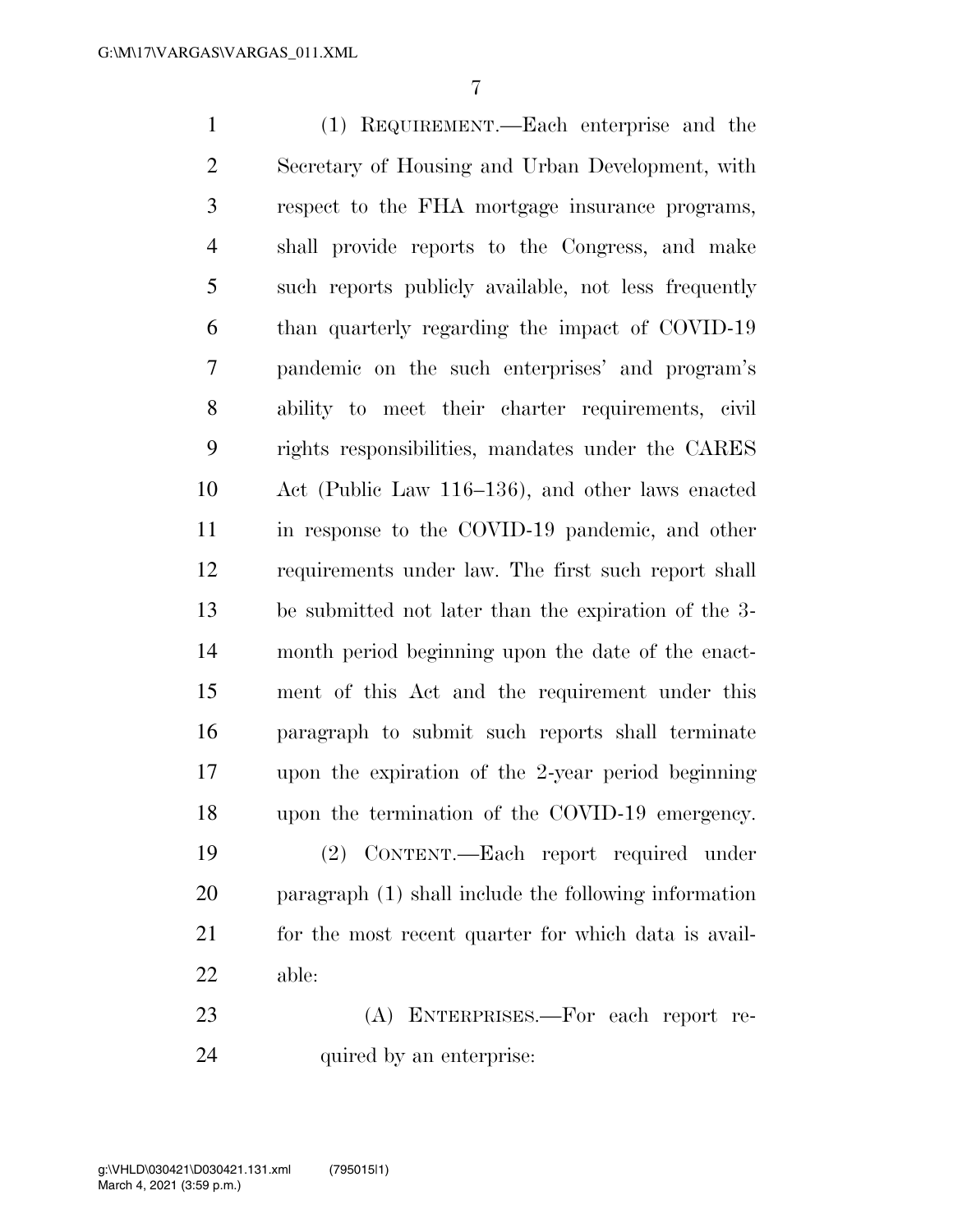(1) REQUIREMENT.—Each enterprise and the Secretary of Housing and Urban Development, with respect to the FHA mortgage insurance programs, shall provide reports to the Congress, and make such reports publicly available, not less frequently than quarterly regarding the impact of COVID-19 pandemic on the such enterprises' and program's ability to meet their charter requirements, civil rights responsibilities, mandates under the CARES Act (Public Law 116–136), and other laws enacted in response to the COVID-19 pandemic, and other requirements under law. The first such report shall be submitted not later than the expiration of the 3-month period beginning upon the date of the enactment of this Act and the requirement under this paragraph to submit such reports shall terminate upon the expiration of the 2-year period beginning upon the termination of the COVID-19 emergency.

(2) CONTENT.—Each report required under paragraph (1) shall include the following information for the most recent quarter for which data is available:

(A) ENTERPRISES.—For each report required by an enterprise: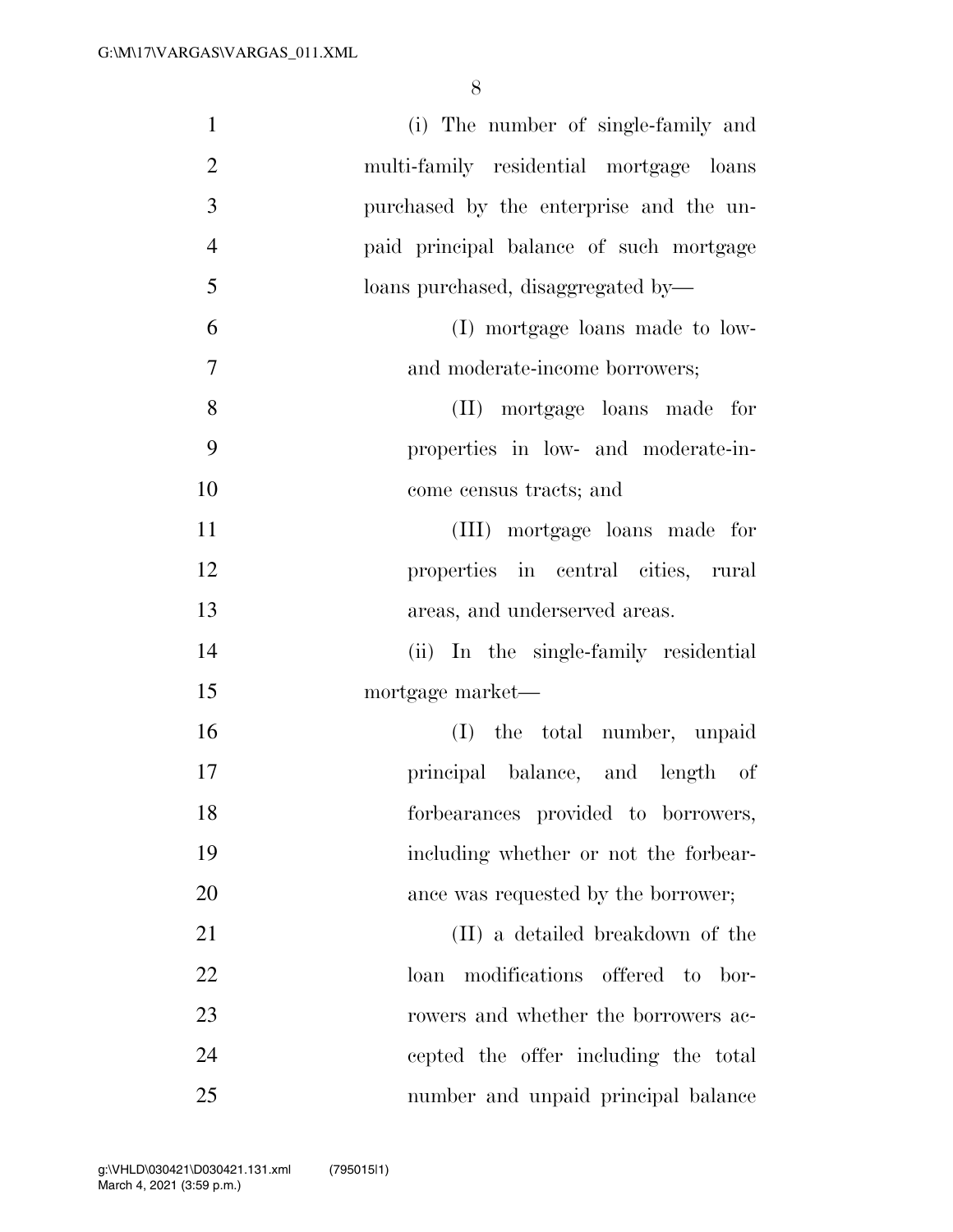(i) The number of single-family and multi-family residential mortgage loans purchased by the enterprise and the unpaid principal balance of such mortgage loans purchased, disaggregated by—

(I) mortgage loans made to low- and moderate-income borrowers;

(II) mortgage loans made for properties in low- and moderate-income census tracts; and

(III) mortgage loans made for properties in central cities, rural areas, and underserved areas.

(ii) In the single-family residential mortgage market—

(I) the total number, unpaid principal balance, and length of forbearances provided to borrowers, including whether or not the forbearance was requested by the borrower;

(II) a detailed breakdown of the loan modifications offered to borrowers and whether the borrowers accepted the offer including the total number and unpaid principal balance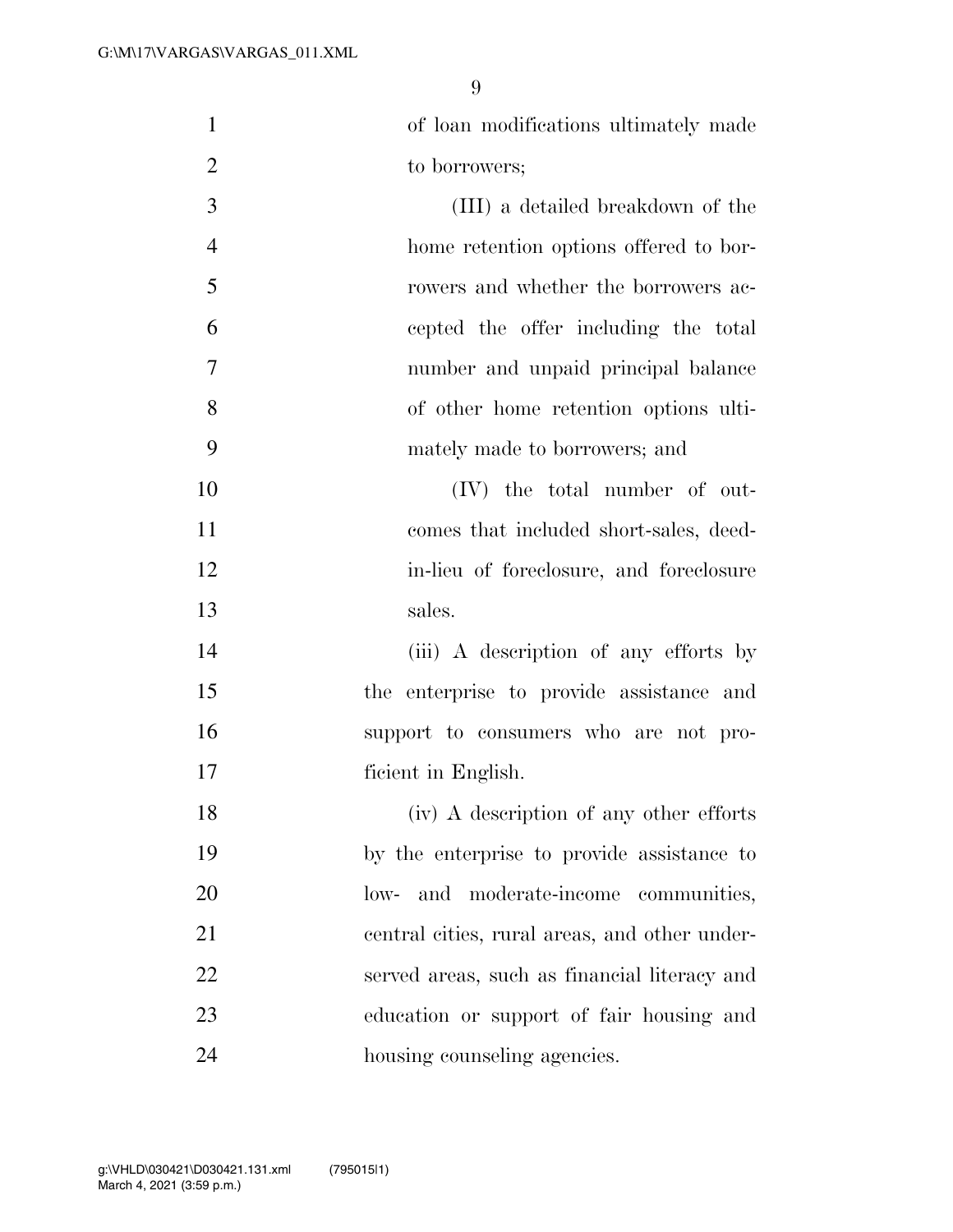of loan modifications ultimately made to borrowers;

(III) a detailed breakdown of the home retention options offered to borrowers and whether the borrowers accepted the offer including the total number and unpaid principal balance of other home retention options ultimately made to borrowers; and

(IV) the total number of outcomes that included short-sales, deed-in-lieu of foreclosure, and foreclosure sales.

(iii) A description of any efforts by the enterprise to provide assistance and support to consumers who are not proficient in English.

(iv) A description of any other efforts by the enterprise to provide assistance to low- and moderate-income communities, central cities, rural areas, and other underserved areas, such as financial literacy and education or support of fair housing and housing counseling agencies.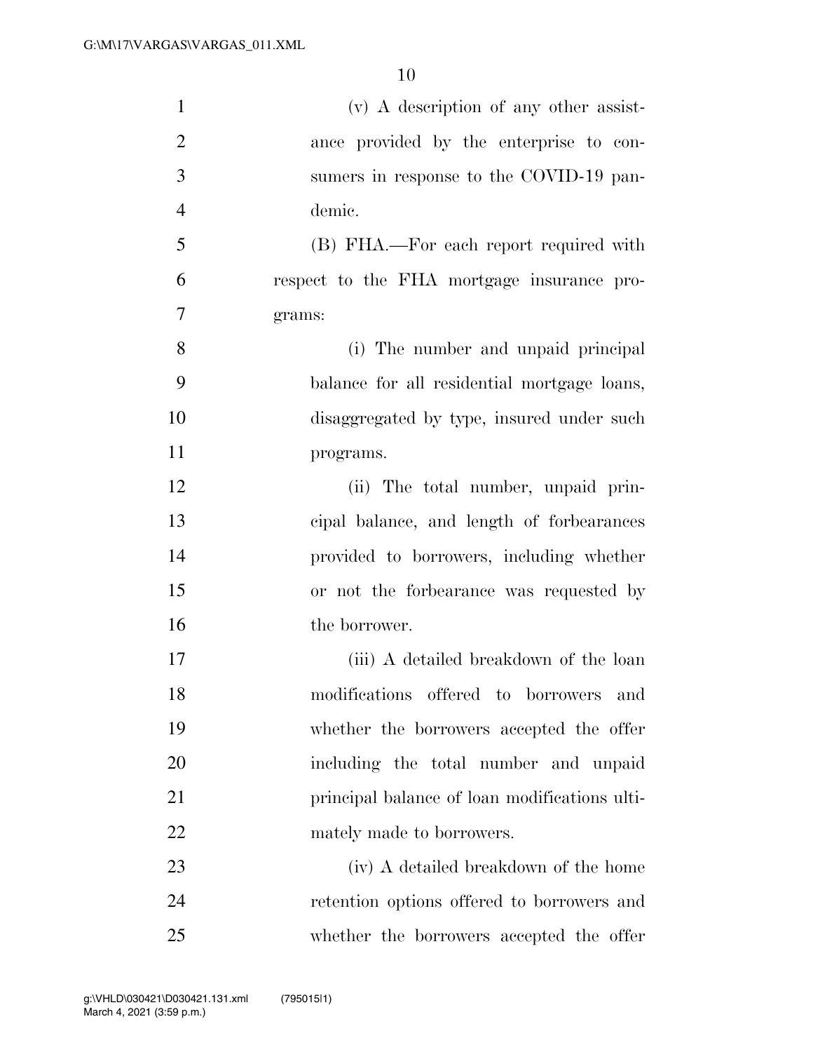(v) A description of any other assistance provided by the enterprise to consumers in response to the COVID-19 pandemic.

(B) FHA.—For each report required with respect to the FHA mortgage insurance programs:

(i) The number and unpaid principal balance for all residential mortgage loans, disaggregated by type, insured under such programs.

(ii) The total number, unpaid principal balance, and length of forbearances provided to borrowers, including whether or not the forbearance was requested by the borrower.

(iii) A detailed breakdown of the loan modifications offered to borrowers and whether the borrowers accepted the offer including the total number and unpaid principal balance of loan modifications ultimately made to borrowers.

(iv) A detailed breakdown of the home retention options offered to borrowers and whether the borrowers accepted the offer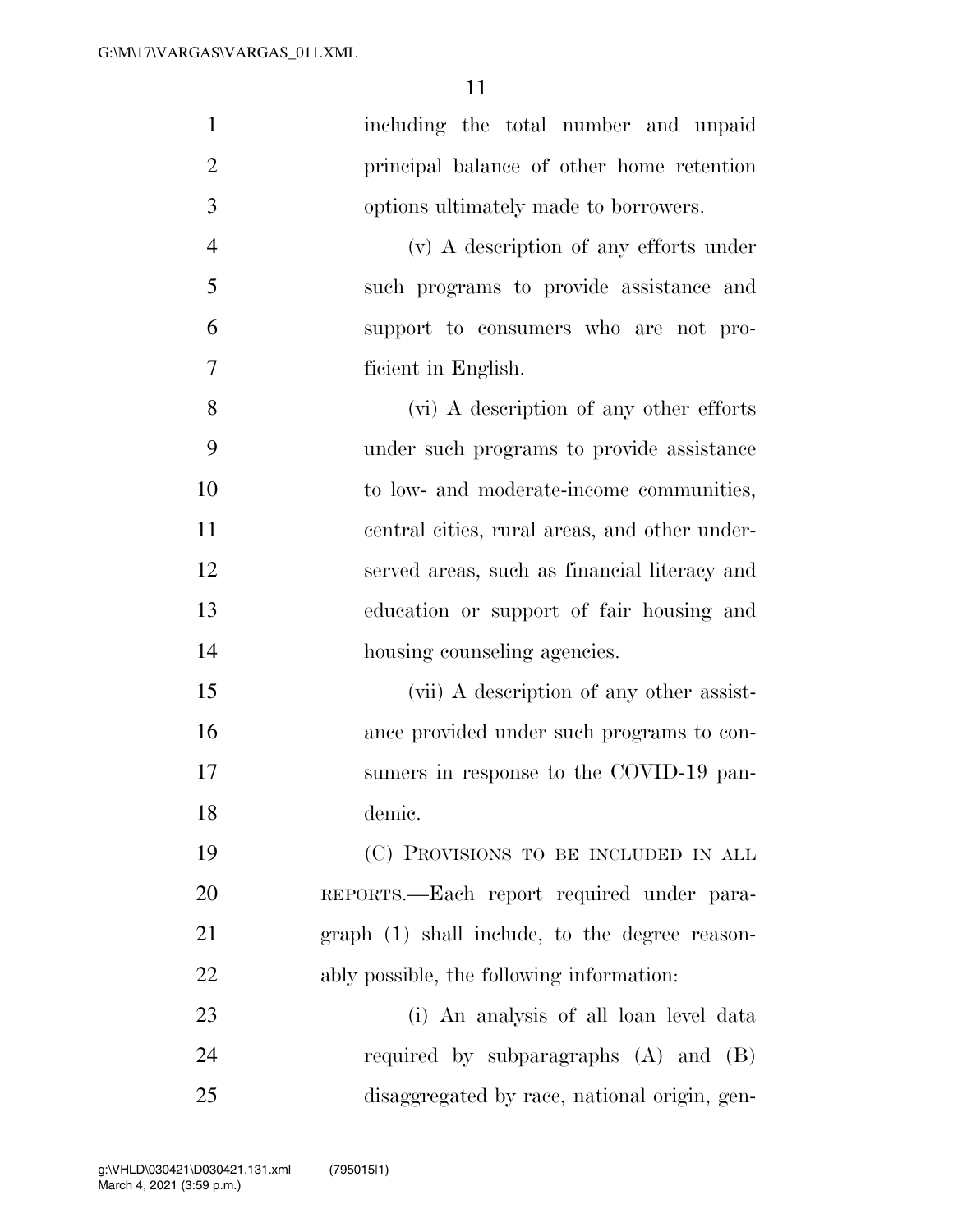including the total number and unpaid principal balance of other home retention options ultimately made to borrowers.

(v) A description of any efforts under such programs to provide assistance and support to consumers who are not proficient in English.

(vi) A description of any other efforts under such programs to provide assistance to low- and moderate-income communities, central cities, rural areas, and other underserved areas, such as financial literacy and education or support of fair housing and housing counseling agencies.

(vii) A description of any other assistance provided under such programs to consumers in response to the COVID-19 pandemic.

(C) PROVISIONS TO BE INCLUDED IN ALL REPORTS.—Each report required under paragraph (1) shall include, to the degree reasonably possible, the following information:

(i) An analysis of all loan level data required by subparagraphs (A) and (B) disaggregated by race, national origin, gen-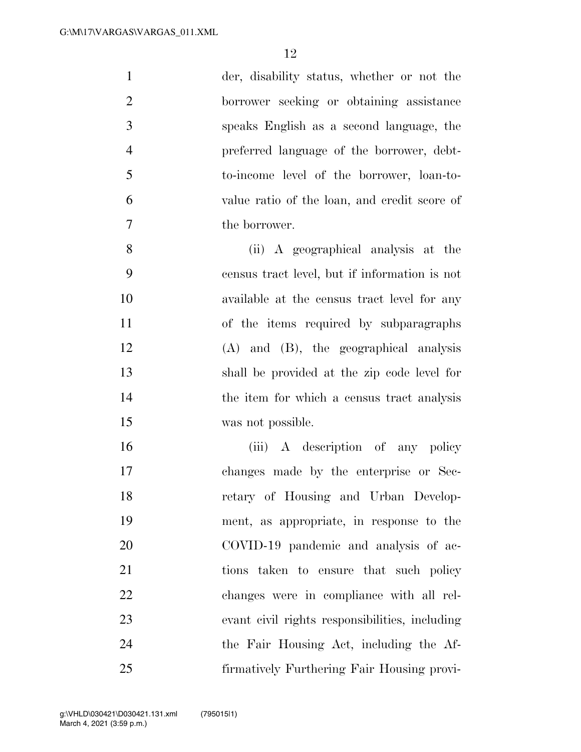der, disability status, whether or not the borrower seeking or obtaining assistance speaks English as a second language, the preferred language of the borrower, debt-to-income level of the borrower, loan-to-value ratio of the loan, and credit score of the borrower.

(ii) A geographical analysis at the census tract level, but if information is not available at the census tract level for any of the items required by subparagraphs (A) and (B), the geographical analysis shall be provided at the zip code level for the item for which a census tract analysis was not possible.

(iii) A description of any policy changes made by the enterprise or Secretary of Housing and Urban Development, as appropriate, in response to the COVID-19 pandemic and analysis of actions taken to ensure that such policy changes were in compliance with all relevant civil rights responsibilities, including the Fair Housing Act, including the Affirmatively Furthering Fair Housing provi-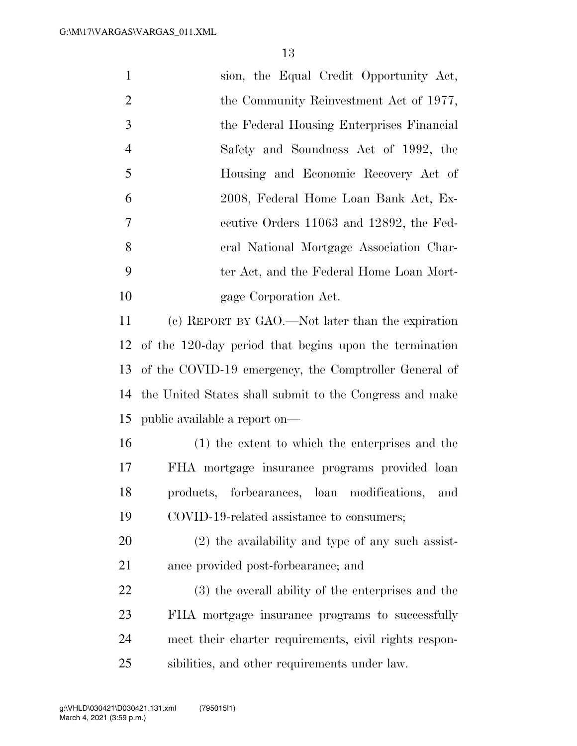sion, the Equal Credit Opportunity Act, the Community Reinvestment Act of 1977, the Federal Housing Enterprises Financial Safety and Soundness Act of 1992, the Housing and Economic Recovery Act of 2008, Federal Home Loan Bank Act, Executive Orders 11063 and 12892, the Federal National Mortgage Association Charter Act, and the Federal Home Loan Mortgage Corporation Act.

(c) REPORT BY GAO.—Not later than the expiration of the 120-day period that begins upon the termination of the COVID-19 emergency, the Comptroller General of the United States shall submit to the Congress and make public available a report on—

(1) the extent to which the enterprises and the FHA mortgage insurance programs provided loan products, forbearances, loan modifications, and COVID-19-related assistance to consumers;

(2) the availability and type of any such assistance provided post-forbearance; and

(3) the overall ability of the enterprises and the FHA mortgage insurance programs to successfully meet their charter requirements, civil rights responsibilities, and other requirements under law.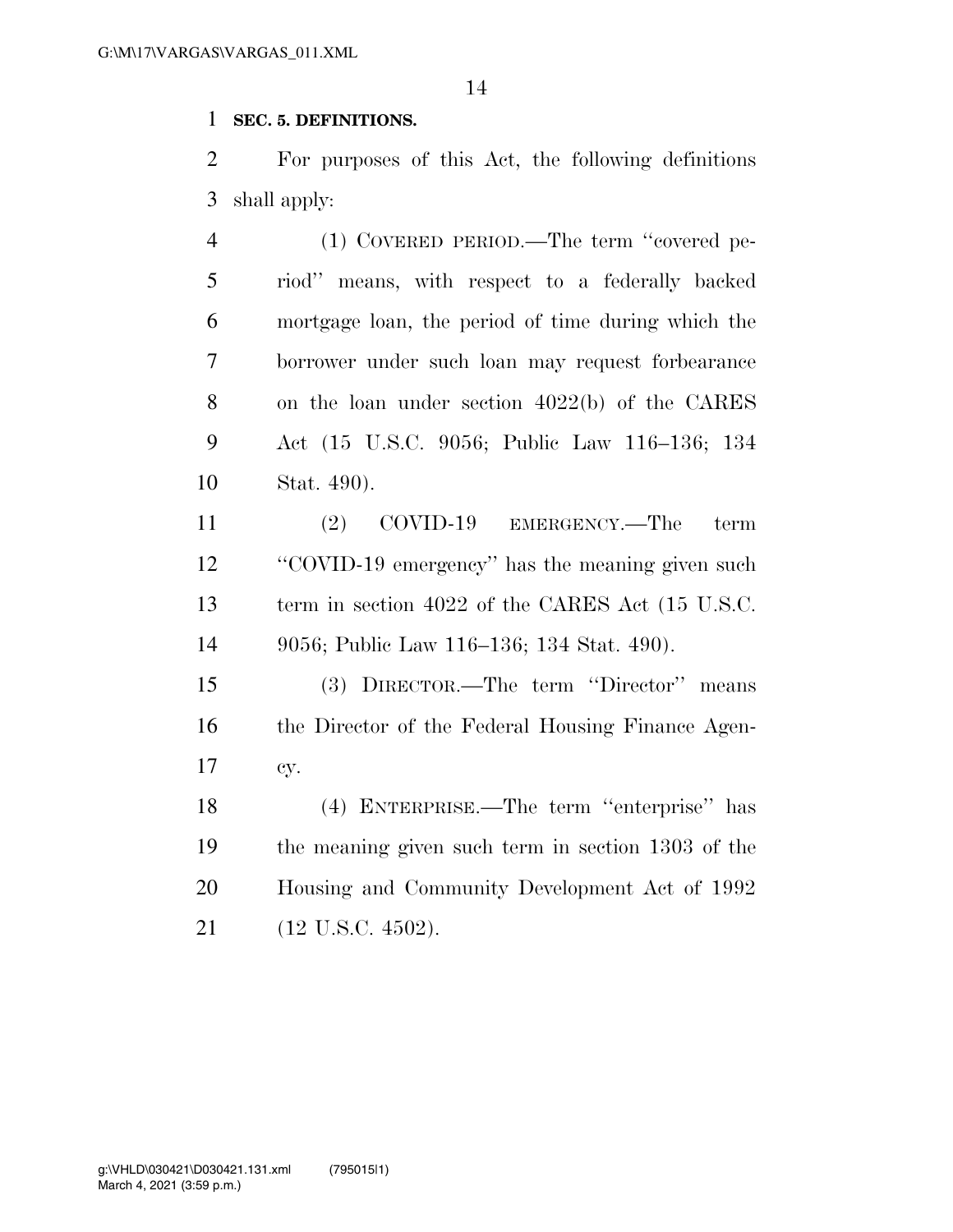**SEC. 5. DEFINITIONS.**

For purposes of this Act, the following definitions shall apply:

(1) COVERED PERIOD.—The term ''covered period'' means, with respect to a federally backed mortgage loan, the period of time during which the borrower under such loan may request forbearance on the loan under section 4022(b) of the CARES Act (15 U.S.C. 9056; Public Law 116–136; 134 Stat. 490).

(2) COVID-19 EMERGENCY.—The term ''COVID-19 emergency'' has the meaning given such term in section 4022 of the CARES Act (15 U.S.C. 9056; Public Law 116–136; 134 Stat. 490).

(3) DIRECTOR.—The term ''Director'' means the Director of the Federal Housing Finance Agency.

(4) ENTERPRISE.—The term ''enterprise'' has the meaning given such term in section 1303 of the Housing and Community Development Act of 1992 (12 U.S.C. 4502).